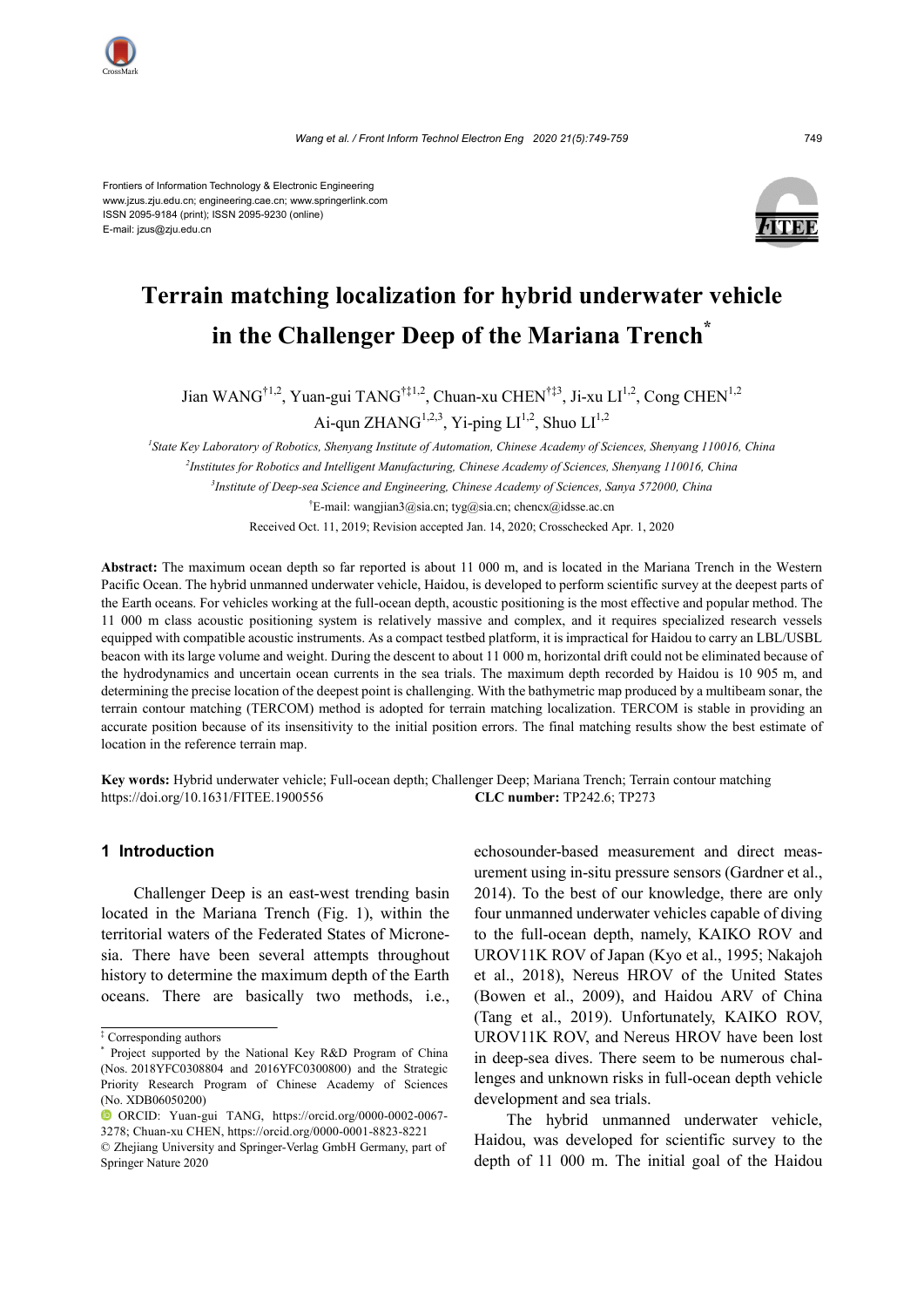Frontiers of Information Technology & Electronic Engineering
www.jzus.zju.edu.cn; engineering.cae.cn; www.springerlink.com
ISSN 2095-9184 (print); ISSN 2095-9230 (online)
E-mail: jzus@zju.edu.cn

# Terrain matching localization for hybrid underwater vehicle in the Challenger Deep of the Mariana Trench*

Jian WANG[†1,2], Yuan-gui TANG[†‡1,2], Chuan-xu CHEN[†‡3], Ji-xu LI[1,2], Cong CHEN[1,2], Ai-qun ZHANG[1,2,3], Yi-ping LI[1,2], Shuo LI[1,2]

[1]State Key Laboratory of Robotics, Shenyang Institute of Automation, Chinese Academy of Sciences, Shenyang 110016, China
[2]Institutes for Robotics and Intelligent Manufacturing, Chinese Academy of Sciences, Shenyang 110016, China
[3]Institute of Deep-sea Science and Engineering, Chinese Academy of Sciences, Sanya 572000, China
[†]E-mail: wangjian3@sia.cn; tyg@sia.cn; chencx@idsse.ac.cn

Received Oct. 11, 2019; Revision accepted Jan. 14, 2020; Crosschecked Apr. 1, 2020

**Abstract:** The maximum ocean depth so far reported is about 11 000 m, and is located in the Mariana Trench in the Western Pacific Ocean. The hybrid unmanned underwater vehicle, Haidou, is developed to perform scientific survey at the deepest parts of the Earth oceans. For vehicles working at the full-ocean depth, acoustic positioning is the most effective and popular method. The 11 000 m class acoustic positioning system is relatively massive and complex, and it requires specialized research vessels equipped with compatible acoustic instruments. As a compact testbed platform, it is impractical for Haidou to carry an LBL/USBL beacon with its large volume and weight. During the descent to about 11 000 m, horizontal drift could not be eliminated because of the hydrodynamics and uncertain ocean currents in the sea trials. The maximum depth recorded by Haidou is 10 905 m, and determining the precise location of the deepest point is challenging. With the bathymetric map produced by a multibeam sonar, the terrain contour matching (TERCOM) method is adopted for terrain matching localization. TERCOM is stable in providing an accurate position because of its insensitivity to the initial position errors. The final matching results show the best estimate of location in the reference terrain map.

**Key words:** Hybrid underwater vehicle; Full-ocean depth; Challenger Deep; Mariana Trench; Terrain contour matching
https://doi.org/10.1631/FITEE.1900556 **CLC number:** TP242.6; TP273

## 1 Introduction

Challenger Deep is an east-west trending basin located in the Mariana Trench (Fig. 1), within the territorial waters of the Federated States of Micronesia. There have been several attempts throughout history to determine the maximum depth of the Earth oceans. There are basically two methods, i.e., echosounder-based measurement and direct measurement using in-situ pressure sensors (Gardner et al., 2014). To the best of our knowledge, there are only four unmanned underwater vehicles capable of diving to the full-ocean depth, namely, KAIKO ROV and UROV11K ROV of Japan (Kyo et al., 1995; Nakajoh et al., 2018), Nereus HROV of the United States (Bowen et al., 2009), and Haidou ARV of China (Tang et al., 2019). Unfortunately, KAIKO ROV, UROV11K ROV, and Nereus HROV have been lost in deep-sea dives. There seem to be numerous challenges and unknown risks in full-ocean depth vehicle development and sea trials.

The hybrid unmanned underwater vehicle, Haidou, was developed for scientific survey to the depth of 11 000 m. The initial goal of the Haidou

---

‡ Corresponding authors

\* Project supported by the National Key R&D Program of China (Nos. 2018YFC0308804 and 2016YFC0300800) and the Strategic Priority Research Program of Chinese Academy of Sciences (No. XDB06050200)

ORCID: Yuan-gui TANG, https://orcid.org/0000-0002-0067-3278; Chuan-xu CHEN, https://orcid.org/0000-0001-8823-8221

© Zhejiang University and Springer-Verlag GmbH Germany, part of Springer Nature 2020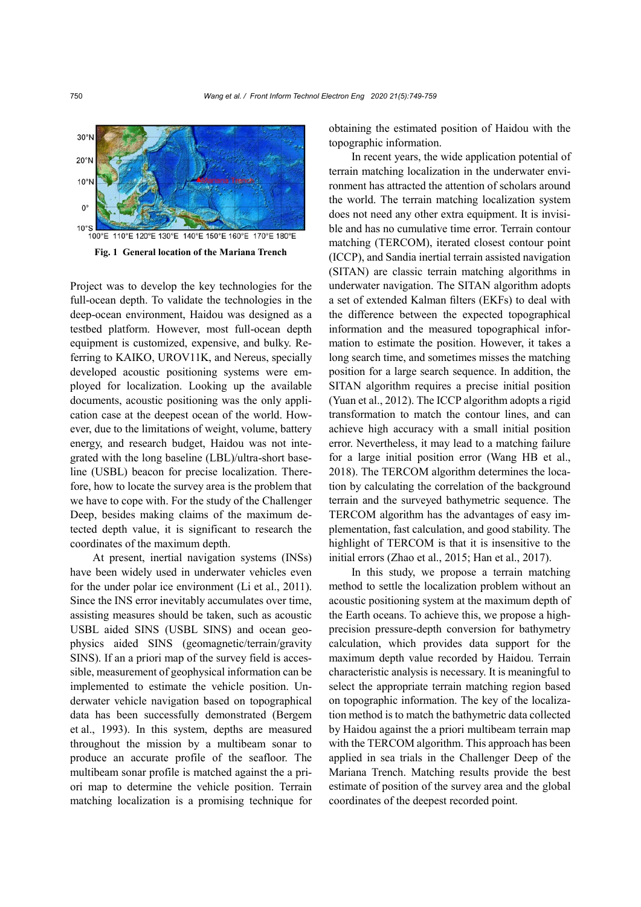Fig. 1 General location of the Mariana Trench

Project was to develop the key technologies for the full-ocean depth. To validate the technologies in the deep-ocean environment, Haidou was designed as a testbed platform. However, most full-ocean depth equipment is customized, expensive, and bulky. Referring to KAIKO, UROV11K, and Nereus, specially developed acoustic positioning systems were employed for localization. Looking up the available documents, acoustic positioning was the only application case at the deepest ocean of the world. However, due to the limitations of weight, volume, battery energy, and research budget, Haidou was not integrated with the long baseline (LBL)/ultra-short baseline (USBL) beacon for precise localization. Therefore, how to locate the survey area is the problem that we have to cope with. For the study of the Challenger Deep, besides making claims of the maximum detected depth value, it is significant to research the coordinates of the maximum depth.

At present, inertial navigation systems (INSs) have been widely used in underwater vehicles even for the under polar ice environment (Li et al., 2011). Since the INS error inevitably accumulates over time, assisting measures should be taken, such as acoustic USBL aided SINS (USBL SINS) and ocean geophysics aided SINS (geomagnetic/terrain/gravity SINS). If an a priori map of the survey field is accessible, measurement of geophysical information can be implemented to estimate the vehicle position. Underwater vehicle navigation based on topographical data has been successfully demonstrated (Bergem et al., 1993). In this system, depths are measured throughout the mission by a multibeam sonar to produce an accurate profile of the seafloor. The multibeam sonar profile is matched against the a priori map to determine the vehicle position. Terrain matching localization is a promising technique for obtaining the estimated position of Haidou with the topographic information.

In recent years, the wide application potential of terrain matching localization in the underwater environment has attracted the attention of scholars around the world. The terrain matching localization system does not need any other extra equipment. It is invisible and has no cumulative time error. Terrain contour matching (TERCOM), iterated closest contour point (ICCP), and Sandia inertial terrain assisted navigation (SITAN) are classic terrain matching algorithms in underwater navigation. The SITAN algorithm adopts a set of extended Kalman filters (EKFs) to deal with the difference between the expected topographical information and the measured topographical information to estimate the position. However, it takes a long search time, and sometimes misses the matching position for a large search sequence. In addition, the SITAN algorithm requires a precise initial position (Yuan et al., 2012). The ICCP algorithm adopts a rigid transformation to match the contour lines, and can achieve high accuracy with a small initial position error. Nevertheless, it may lead to a matching failure for a large initial position error (Wang HB et al., 2018). The TERCOM algorithm determines the location by calculating the correlation of the background terrain and the surveyed bathymetric sequence. The TERCOM algorithm has the advantages of easy implementation, fast calculation, and good stability. The highlight of TERCOM is that it is insensitive to the initial errors (Zhao et al., 2015; Han et al., 2017).

In this study, we propose a terrain matching method to settle the localization problem without an acoustic positioning system at the maximum depth of the Earth oceans. To achieve this, we propose a high-precision pressure-depth conversion for bathymetry calculation, which provides data support for the maximum depth value recorded by Haidou. Terrain characteristic analysis is necessary. It is meaningful to select the appropriate terrain matching region based on topographic information. The key of the localization method is to match the bathymetric data collected by Haidou against the a priori multibeam terrain map with the TERCOM algorithm. This approach has been applied in sea trials in the Challenger Deep of the Mariana Trench. Matching results provide the best estimate of position of the survey area and the global coordinates of the deepest recorded point.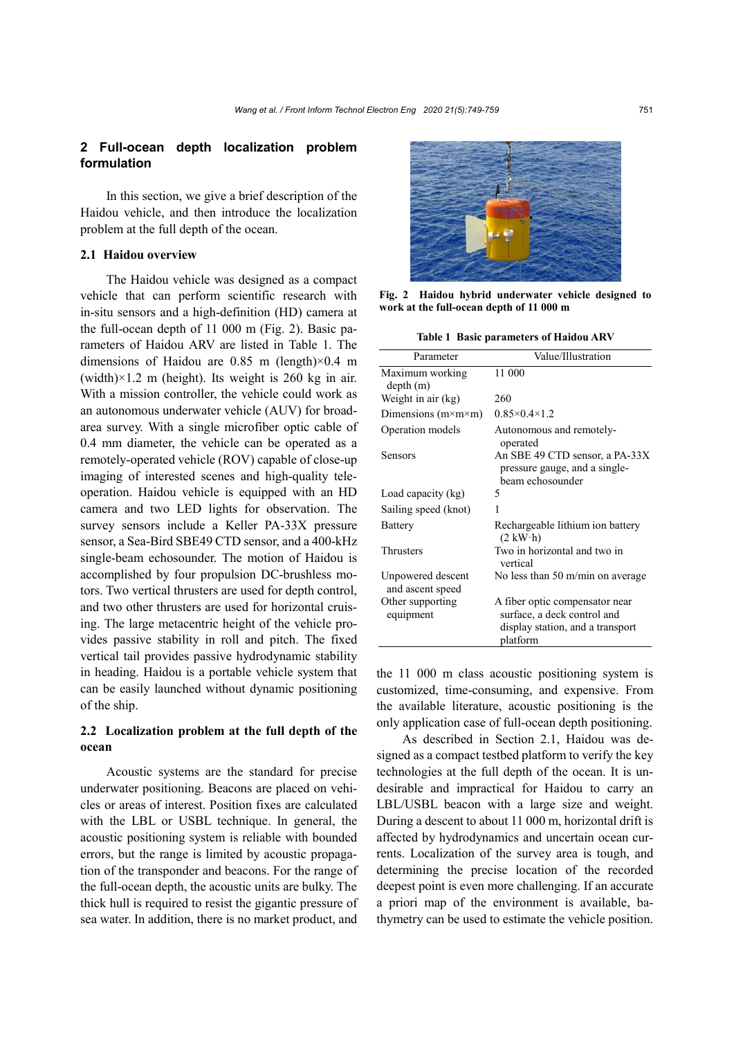## 2 Full-ocean depth localization problem formulation

In this section, we give a brief description of the Haidou vehicle, and then introduce the localization problem at the full depth of the ocean.

### 2.1 Haidou overview

The Haidou vehicle was designed as a compact vehicle that can perform scientific research with in-situ sensors and a high-definition (HD) camera at the full-ocean depth of 11 000 m (Fig. 2). Basic parameters of Haidou ARV are listed in Table 1. The dimensions of Haidou are 0.85 m (length)×0.4 m (width)×1.2 m (height). Its weight is 260 kg in air. With a mission controller, the vehicle could work as an autonomous underwater vehicle (AUV) for broad-area survey. With a single microfiber optic cable of 0.4 mm diameter, the vehicle can be operated as a remotely-operated vehicle (ROV) capable of close-up imaging of interested scenes and high-quality tele-operation. Haidou vehicle is equipped with an HD camera and two LED lights for observation. The survey sensors include a Keller PA-33X pressure sensor, a Sea-Bird SBE49 CTD sensor, and a 400-kHz single-beam echosounder. The motion of Haidou is accomplished by four propulsion DC-brushless motors. Two vertical thrusters are used for depth control, and two other thrusters are used for horizontal cruising. The large metacentric height of the vehicle provides passive stability in roll and pitch. The fixed vertical tail provides passive hydrodynamic stability in heading. Haidou is a portable vehicle system that can be easily launched without dynamic positioning of the ship.

**Fig. 2 Haidou hybrid underwater vehicle designed to work at the full-ocean depth of 11 000 m**

**Table 1 Basic parameters of Haidou ARV**

| Parameter | Value/Illustration |
|---|---|
| Maximum working depth (m) | 11 000 |
| Weight in air (kg) | 260 |
| Dimensions (m×m×m) | 0.85×0.4×1.2 |
| Operation models | Autonomous and remotely-operated |
| Sensors | An SBE 49 CTD sensor, a PA-33X pressure gauge, and a single-beam echosounder |
| Load capacity (kg) | 5 |
| Sailing speed (knot) | 1 |
| Battery | Rechargeable lithium ion battery (2 kW·h) |
| Thrusters | Two in horizontal and two in vertical |
| Unpowered descent and ascent speed | No less than 50 m/min on average |
| Other supporting equipment | A fiber optic compensator near surface, a deck control and display station, and a transport platform |

### 2.2 Localization problem at the full depth of the ocean

Acoustic systems are the standard for precise underwater positioning. Beacons are placed on vehicles or areas of interest. Position fixes are calculated with the LBL or USBL technique. In general, the acoustic positioning system is reliable with bounded errors, but the range is limited by acoustic propagation of the transponder and beacons. For the range of the full-ocean depth, the acoustic units are bulky. The thick hull is required to resist the gigantic pressure of sea water. In addition, there is no market product, and the 11 000 m class acoustic positioning system is customized, time-consuming, and expensive. From the available literature, acoustic positioning is the only application case of full-ocean depth positioning.

As described in Section 2.1, Haidou was designed as a compact testbed platform to verify the key technologies at the full depth of the ocean. It is undesirable and impractical for Haidou to carry an LBL/USBL beacon with a large size and weight. During a descent to about 11 000 m, horizontal drift is affected by hydrodynamics and uncertain ocean currents. Localization of the survey area is tough, and determining the precise location of the recorded deepest point is even more challenging. If an accurate a priori map of the environment is available, bathymetry can be used to estimate the vehicle position.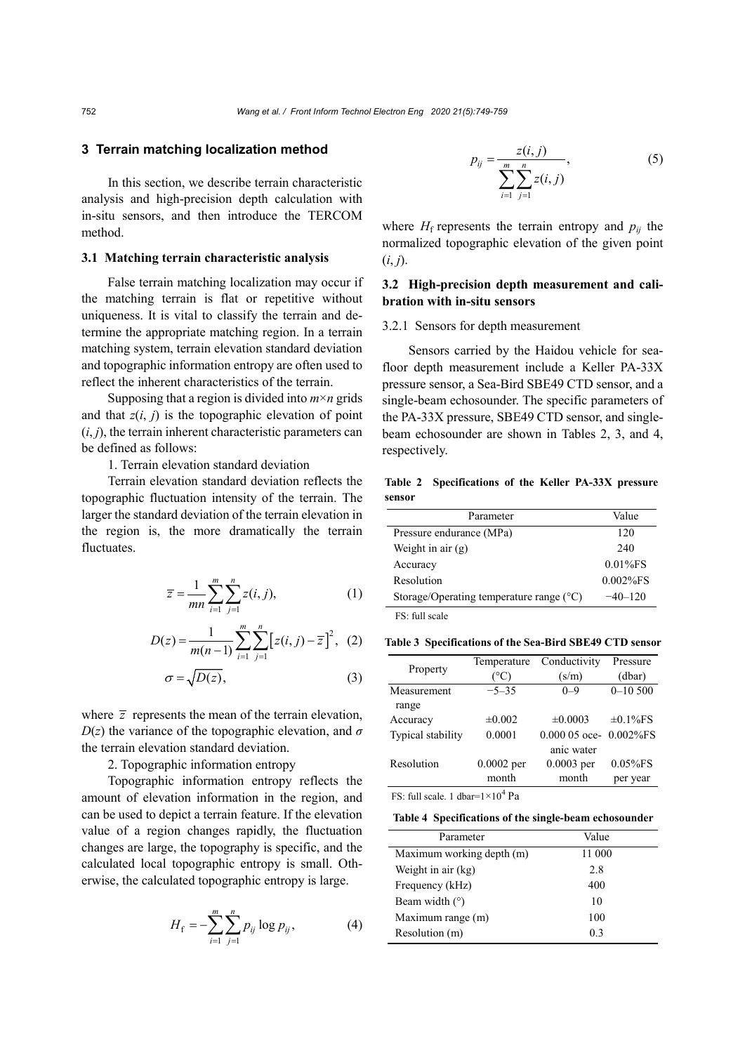## 3 Terrain matching localization method

In this section, we describe terrain characteristic analysis and high-precision depth calculation with in-situ sensors, and then introduce the TERCOM method.

### 3.1 Matching terrain characteristic analysis

False terrain matching localization may occur if the matching terrain is flat or repetitive without uniqueness. It is vital to classify the terrain and determine the appropriate matching region. In a terrain matching system, terrain elevation standard deviation and topographic information entropy are often used to reflect the inherent characteristics of the terrain.

Supposing that a region is divided into $m \times n$ grids and that $z(i, j)$ is the topographic elevation of point $(i, j)$, the terrain inherent characteristic parameters can be defined as follows:

1. Terrain elevation standard deviation

Terrain elevation standard deviation reflects the topographic fluctuation intensity of the terrain. The larger the standard deviation of the terrain elevation in the region is, the more dramatically the terrain fluctuates.

$$\overline{z} = \frac{1}{mn}\sum_{i=1}^{m}\sum_{j=1}^{n} z(i, j), \tag{1}$$

$$D(z) = \frac{1}{m(n-1)}\sum_{i=1}^{m}\sum_{j=1}^{n}\left[z(i, j) - \overline{z}\right]^2, \tag{2}$$

$$\sigma = \sqrt{D(z)}, \tag{3}$$

where $\overline{z}$ represents the mean of the terrain elevation, $D(z)$ the variance of the topographic elevation, and $\sigma$ the terrain elevation standard deviation.

2. Topographic information entropy

Topographic information entropy reflects the amount of elevation information in the region, and can be used to depict a terrain feature. If the elevation value of a region changes rapidly, the fluctuation changes are large, the topography is specific, and the calculated local topographic entropy is small. Otherwise, the calculated topographic entropy is large.

$$H_{\mathrm{f}} = -\sum_{i=1}^{m}\sum_{j=1}^{n} p_{ij}\log p_{ij}, \tag{4}$$

$$p_{ij} = \frac{z(i, j)}{\sum_{i=1}^{m}\sum_{j=1}^{n} z(i, j)}, \tag{5}$$

where $H_{\mathrm{f}}$ represents the terrain entropy and $p_{ij}$ the normalized topographic elevation of the given point $(i, j)$.

### 3.2 High-precision depth measurement and calibration with in-situ sensors

#### 3.2.1 Sensors for depth measurement

Sensors carried by the Haidou vehicle for seafloor depth measurement include a Keller PA-33X pressure sensor, a Sea-Bird SBE49 CTD sensor, and a single-beam echosounder. The specific parameters of the PA-33X pressure, SBE49 CTD sensor, and single-beam echosounder are shown in Tables 2, 3, and 4, respectively.

**Table 2 Specifications of the Keller PA-33X pressure sensor**

| Parameter | Value |
|---|---|
| Pressure endurance (MPa) | 120 |
| Weight in air (g) | 240 |
| Accuracy | 0.01%FS |
| Resolution | 0.002%FS |
| Storage/Operating temperature range (°C) | −40–120 |

FS: full scale

**Table 3 Specifications of the Sea-Bird SBE49 CTD sensor**

| Property | Temperature (°C) | Conductivity (s/m) | Pressure (dbar) |
|---|---|---|---|
| Measurement range | −5–35 | 0–9 | 0–10 500 |
| Accuracy | ±0.002 | ±0.0003 | ±0.1%FS |
| Typical stability | 0.0001 | 0.000 05 oceanic water | 0.002%FS |
| Resolution | 0.0002 per month | 0.0003 per month | 0.05%FS per year |

FS: full scale. 1 dbar=$1\times10^4$ Pa

**Table 4 Specifications of the single-beam echosounder**

| Parameter | Value |
|---|---|
| Maximum working depth (m) | 11 000 |
| Weight in air (kg) | 2.8 |
| Frequency (kHz) | 400 |
| Beam width (°) | 10 |
| Maximum range (m) | 100 |
| Resolution (m) | 0.3 |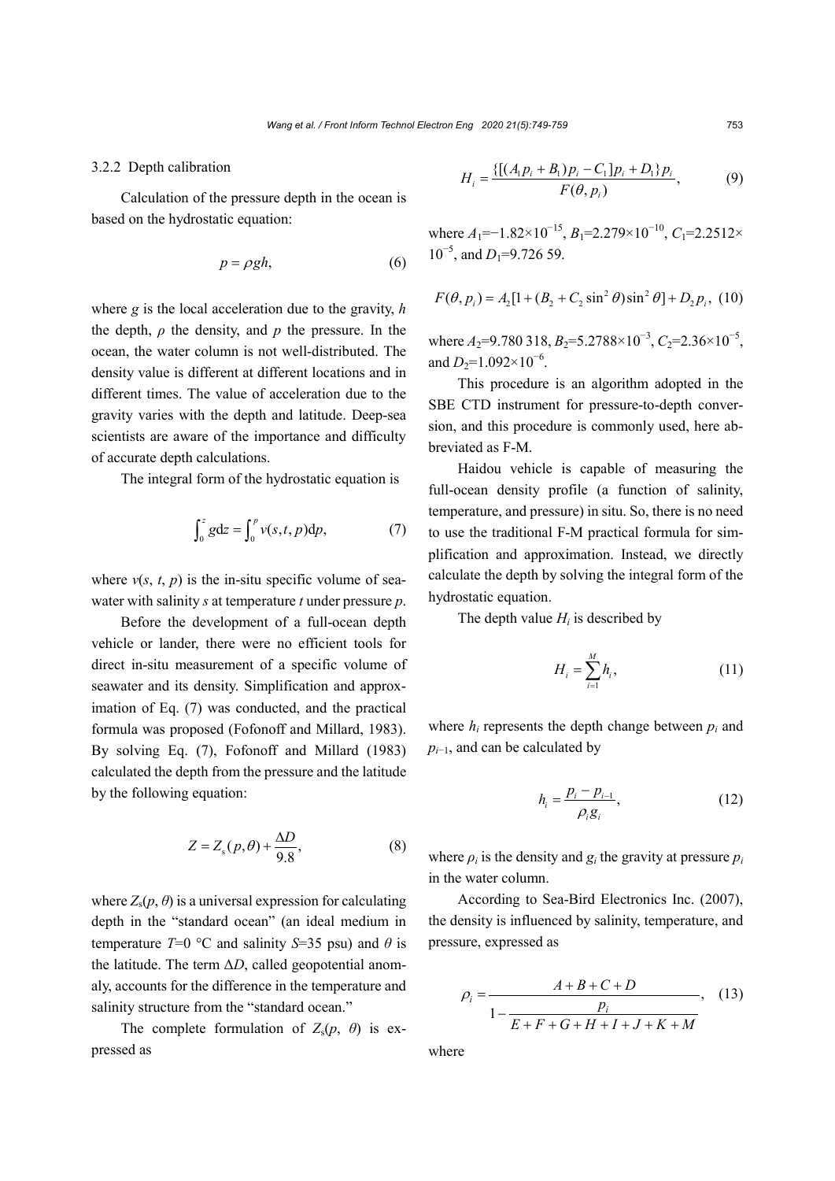#### 3.2.2 Depth calibration

Calculation of the pressure depth in the ocean is based on the hydrostatic equation:

$$p = \rho g h, \tag{6}$$

where $g$ is the local acceleration due to the gravity, $h$ the depth, $\rho$ the density, and $p$ the pressure. In the ocean, the water column is not well-distributed. The density value is different at different locations and in different times. The value of acceleration due to the gravity varies with the depth and latitude. Deep-sea scientists are aware of the importance and difficulty of accurate depth calculations.

The integral form of the hydrostatic equation is

$$\int_0^z g\mathrm{d}z = \int_0^p v(s,t,p)\mathrm{d}p, \tag{7}$$

where $v(s, t, p)$ is the in-situ specific volume of seawater with salinity $s$ at temperature $t$ under pressure $p$.

Before the development of a full-ocean depth vehicle or lander, there were no efficient tools for direct in-situ measurement of a specific volume of seawater and its density. Simplification and approximation of Eq. (7) was conducted, and the practical formula was proposed (Fofonoff and Millard, 1983). By solving Eq. (7), Fofonoff and Millard (1983) calculated the depth from the pressure and the latitude by the following equation:

$$Z = Z_\mathrm{s}(p,\theta) + \frac{\Delta D}{9.8}, \tag{8}$$

where $Z_\mathrm{s}(p, \theta)$ is a universal expression for calculating depth in the "standard ocean" (an ideal medium in temperature $T$=0 °C and salinity $S$=35 psu) and $\theta$ is the latitude. The term $\Delta D$, called geopotential anomaly, accounts for the difference in the temperature and salinity structure from the "standard ocean."

The complete formulation of $Z_\mathrm{s}(p, \theta)$ is expressed as

$$H_i = \frac{\{[(A_1 p_i + B_1)p_i - C_1]p_i + D_1\}p_i}{F(\theta, p_i)}, \tag{9}$$

where $A_1$=−1.82×10$^{-15}$, $B_1$=2.279×10$^{-10}$, $C_1$=2.2512×10$^{-5}$, and $D_1$=9.726 59.

$$F(\theta, p_i) = A_2[1 + (B_2 + C_2 \sin^2\theta)\sin^2\theta] + D_2 p_i, \tag{10}$$

where $A_2$=9.780 318, $B_2$=5.2788×10$^{-3}$, $C_2$=2.36×10$^{-5}$, and $D_2$=1.092×10$^{-6}$.

This procedure is an algorithm adopted in the SBE CTD instrument for pressure-to-depth conversion, and this procedure is commonly used, here abbreviated as F-M.

Haidou vehicle is capable of measuring the full-ocean density profile (a function of salinity, temperature, and pressure) in situ. So, there is no need to use the traditional F-M practical formula for simplification and approximation. Instead, we directly calculate the depth by solving the integral form of the hydrostatic equation.

The depth value $H_i$ is described by

$$H_i = \sum_{i=1}^{M} h_i, \tag{11}$$

where $h_i$ represents the depth change between $p_i$ and $p_{i-1}$, and can be calculated by

$$h_i = \frac{p_i - p_{i-1}}{\rho_i g_i}, \tag{12}$$

where $\rho_i$ is the density and $g_i$ the gravity at pressure $p_i$ in the water column.

According to Sea-Bird Electronics Inc. (2007), the density is influenced by salinity, temperature, and pressure, expressed as

$$\rho_i = \frac{A + B + C + D}{1 - \dfrac{p_i}{E + F + G + H + I + J + K + M}}, \tag{13}$$

where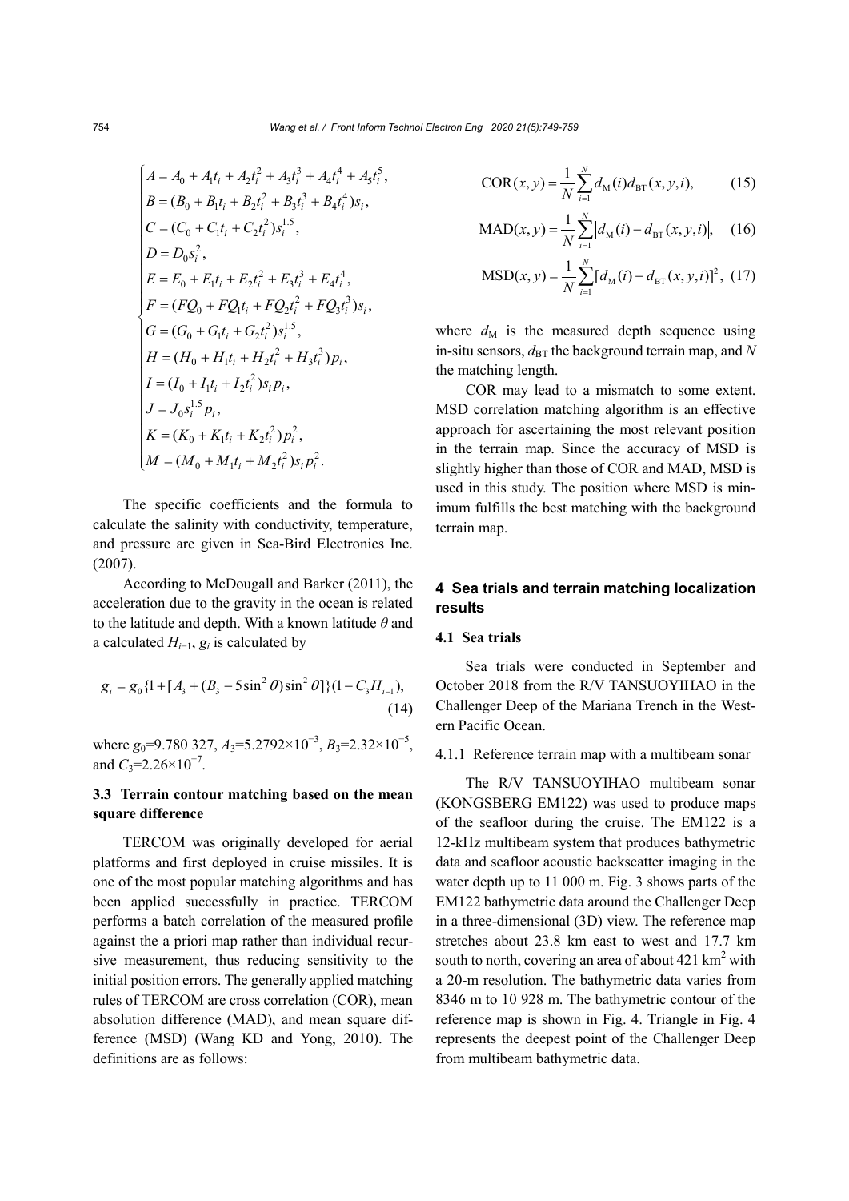$$
\begin{cases}
A = A_0 + A_1 t_i + A_2 t_i^2 + A_3 t_i^3 + A_4 t_i^4 + A_5 t_i^5, \\
B = (B_0 + B_1 t_i + B_2 t_i^2 + B_3 t_i^3 + B_4 t_i^4) s_i, \\
C = (C_0 + C_1 t_i + C_2 t_i^2) s_i^{1.5}, \\
D = D_0 s_i^2, \\
E = E_0 + E_1 t_i + E_2 t_i^2 + E_3 t_i^3 + E_4 t_i^4, \\
F = (FQ_0 + FQ_1 t_i + FQ_2 t_i^2 + FQ_3 t_i^3) s_i, \\
G = (G_0 + G_1 t_i + G_2 t_i^2) s_i^{1.5}, \\
H = (H_0 + H_1 t_i + H_2 t_i^2 + H_3 t_i^3) p_i, \\
I = (I_0 + I_1 t_i + I_2 t_i^2) s_i p_i, \\
J = J_0 s_i^{1.5} p_i, \\
K = (K_0 + K_1 t_i + K_2 t_i^2) p_i^2, \\
M = (M_0 + M_1 t_i + M_2 t_i^2) s_i p_i^2.
\end{cases}
$$

The specific coefficients and the formula to calculate the salinity with conductivity, temperature, and pressure are given in Sea-Bird Electronics Inc. (2007).

According to McDougall and Barker (2011), the acceleration due to the gravity in the ocean is related to the latitude and depth. With a known latitude $\theta$ and a calculated $H_{i-1}$, $g_i$ is calculated by

$$
g_i = g_0 \{1 + [A_3 + (B_3 - 5\sin^2\theta)\sin^2\theta]\}(1 - C_3 H_{i-1}), \tag{14}
$$

where $g_0$=9.780 327, $A_3$=5.2792×$10^{-3}$, $B_3$=2.32×$10^{-5}$, and $C_3$=2.26×$10^{-7}$.

### 3.3 Terrain contour matching based on the mean square difference

TERCOM was originally developed for aerial platforms and first deployed in cruise missiles. It is one of the most popular matching algorithms and has been applied successfully in practice. TERCOM performs a batch correlation of the measured profile against the a priori map rather than individual recursive measurement, thus reducing sensitivity to the initial position errors. The generally applied matching rules of TERCOM are cross correlation (COR), mean absolution difference (MAD), and mean square difference (MSD) (Wang KD and Yong, 2010). The definitions are as follows:

$$
\mathrm{COR}(x, y) = \frac{1}{N}\sum_{i=1}^{N} d_{\mathrm{M}}(i) d_{\mathrm{BT}}(x, y, i), \tag{15}
$$

$$
\mathrm{MAD}(x, y) = \frac{1}{N}\sum_{i=1}^{N} \left| d_{\mathrm{M}}(i) - d_{\mathrm{BT}}(x, y, i) \right|, \tag{16}
$$

$$
\mathrm{MSD}(x, y) = \frac{1}{N}\sum_{i=1}^{N} [d_{\mathrm{M}}(i) - d_{\mathrm{BT}}(x, y, i)]^2, \tag{17}
$$

where $d_{\mathrm{M}}$ is the measured depth sequence using in-situ sensors, $d_{\mathrm{BT}}$ the background terrain map, and $N$ the matching length.

COR may lead to a mismatch to some extent. MSD correlation matching algorithm is an effective approach for ascertaining the most relevant position in the terrain map. Since the accuracy of MSD is slightly higher than those of COR and MAD, MSD is used in this study. The position where MSD is minimum fulfills the best matching with the background terrain map.

## 4 Sea trials and terrain matching localization results

### 4.1 Sea trials

Sea trials were conducted in September and October 2018 from the R/V TANSUOYIHAO in the Challenger Deep of the Mariana Trench in the Western Pacific Ocean.

#### 4.1.1 Reference terrain map with a multibeam sonar

The R/V TANSUOYIHAO multibeam sonar (KONGSBERG EM122) was used to produce maps of the seafloor during the cruise. The EM122 is a 12-kHz multibeam system that produces bathymetric data and seafloor acoustic backscatter imaging in the water depth up to 11 000 m. Fig. 3 shows parts of the EM122 bathymetric data around the Challenger Deep in a three-dimensional (3D) view. The reference map stretches about 23.8 km east to west and 17.7 km south to north, covering an area of about 421 km$^2$ with a 20-m resolution. The bathymetric data varies from 8346 m to 10 928 m. The bathymetric contour of the reference map is shown in Fig. 4. Triangle in Fig. 4 represents the deepest point of the Challenger Deep from multibeam bathymetric data.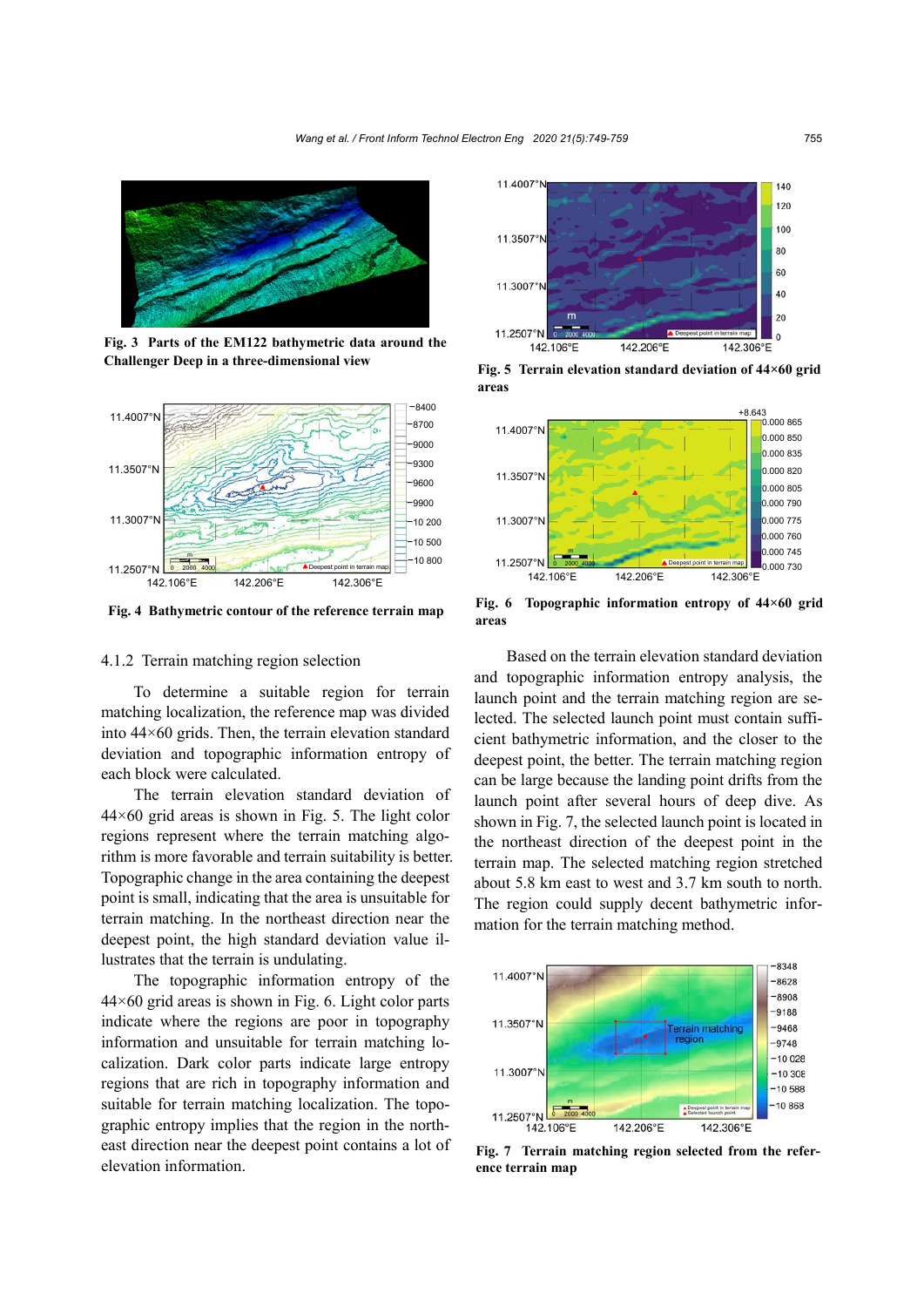Fig. 3 Parts of the EM122 bathymetric data around the Challenger Deep in a three-dimensional view

Fig. 4 Bathymetric contour of the reference terrain map

#### 4.1.2 Terrain matching region selection

To determine a suitable region for terrain matching localization, the reference map was divided into 44×60 grids. Then, the terrain elevation standard deviation and topographic information entropy of each block were calculated.

The terrain elevation standard deviation of 44×60 grid areas is shown in Fig. 5. The light color regions represent where the terrain matching algorithm is more favorable and terrain suitability is better. Topographic change in the area containing the deepest point is small, indicating that the area is unsuitable for terrain matching. In the northeast direction near the deepest point, the high standard deviation value illustrates that the terrain is undulating.

The topographic information entropy of the 44×60 grid areas is shown in Fig. 6. Light color parts indicate where the regions are poor in topography information and unsuitable for terrain matching localization. Dark color parts indicate large entropy regions that are rich in topography information and suitable for terrain matching localization. The topographic entropy implies that the region in the northeast direction near the deepest point contains a lot of elevation information.

Fig. 5 Terrain elevation standard deviation of 44×60 grid areas

Fig. 6 Topographic information entropy of 44×60 grid areas

Based on the terrain elevation standard deviation and topographic information entropy analysis, the launch point and the terrain matching region are selected. The selected launch point must contain sufficient bathymetric information, and the closer to the deepest point, the better. The terrain matching region can be large because the landing point drifts from the launch point after several hours of deep dive. As shown in Fig. 7, the selected launch point is located in the northeast direction of the deepest point in the terrain map. The selected matching region stretched about 5.8 km east to west and 3.7 km south to north. The region could supply decent bathymetric information for the terrain matching method.

Fig. 7 Terrain matching region selected from the reference terrain map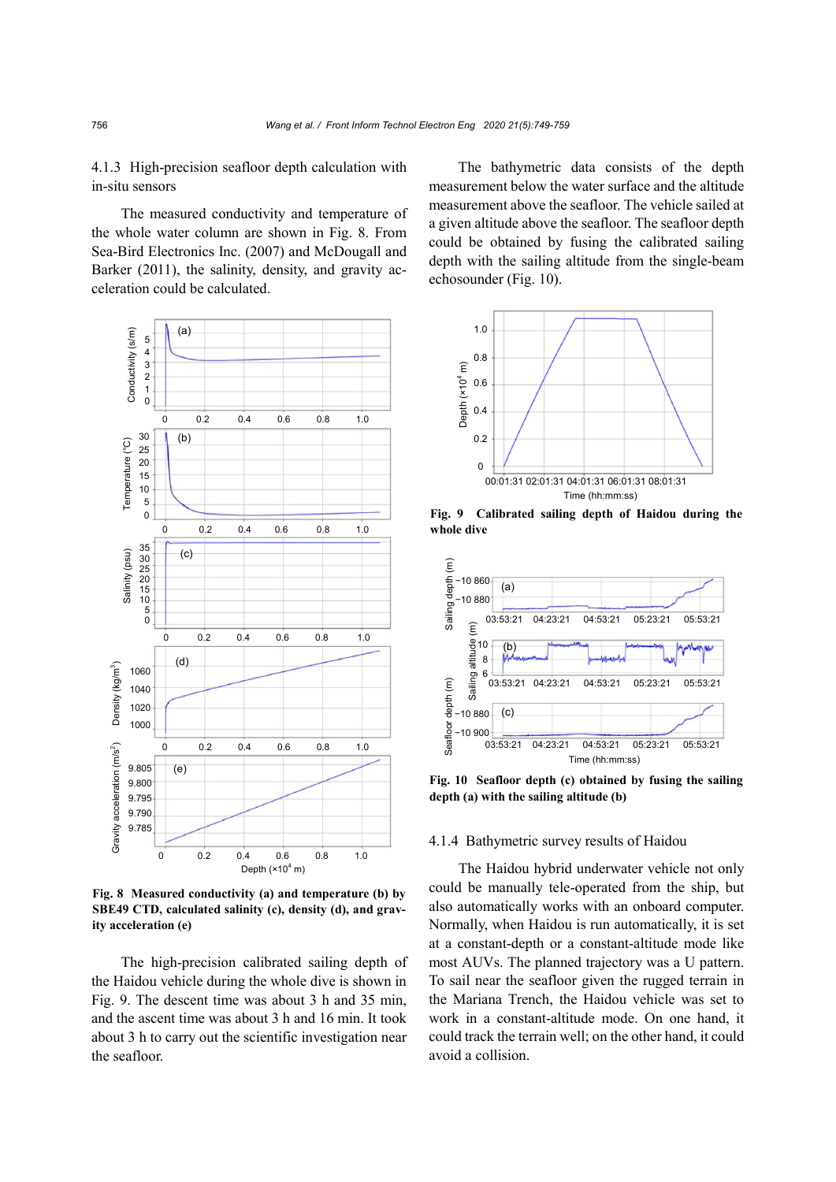#### 4.1.3 High-precision seafloor depth calculation with in-situ sensors

The measured conductivity and temperature of the whole water column are shown in Fig. 8. From Sea-Bird Electronics Inc. (2007) and McDougall and Barker (2011), the salinity, density, and gravity acceleration could be calculated.

**Fig. 8 Measured conductivity (a) and temperature (b) by SBE49 CTD, calculated salinity (c), density (d), and gravity acceleration (e)**

The high-precision calibrated sailing depth of the Haidou vehicle during the whole dive is shown in Fig. 9. The descent time was about 3 h and 35 min, and the ascent time was about 3 h and 16 min. It took about 3 h to carry out the scientific investigation near the seafloor.

The bathymetric data consists of the depth measurement below the water surface and the altitude measurement above the seafloor. The vehicle sailed at a given altitude above the seafloor. The seafloor depth could be obtained by fusing the calibrated sailing depth with the sailing altitude from the single-beam echosounder (Fig. 10).

**Fig. 9 Calibrated sailing depth of Haidou during the whole dive**

**Fig. 10 Seafloor depth (c) obtained by fusing the sailing depth (a) with the sailing altitude (b)**

#### 4.1.4 Bathymetric survey results of Haidou

The Haidou hybrid underwater vehicle not only could be manually tele-operated from the ship, but also automatically works with an onboard computer. Normally, when Haidou is run automatically, it is set at a constant-depth or a constant-altitude mode like most AUVs. The planned trajectory was a U pattern. To sail near the seafloor given the rugged terrain in the Mariana Trench, the Haidou vehicle was set to work in a constant-altitude mode. On one hand, it could track the terrain well; on the other hand, it could avoid a collision.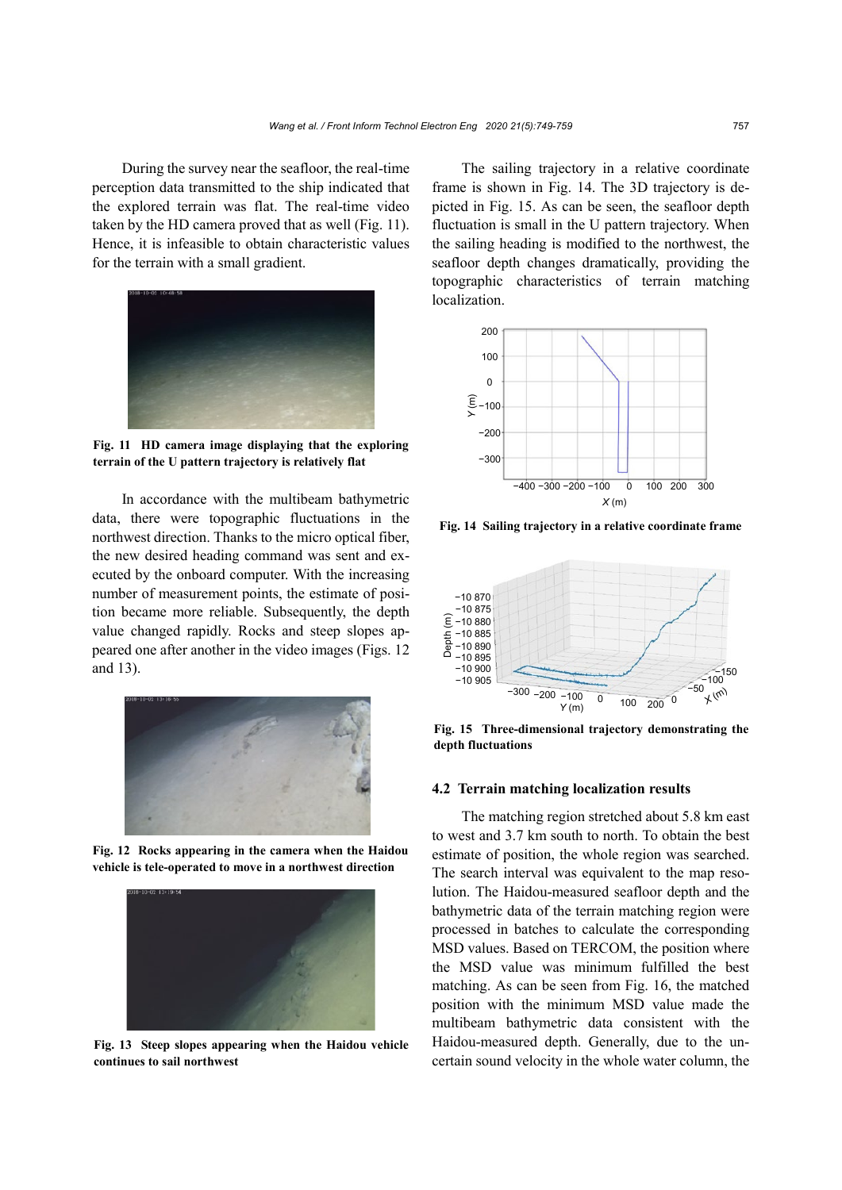During the survey near the seafloor, the real-time perception data transmitted to the ship indicated that the explored terrain was flat. The real-time video taken by the HD camera proved that as well (Fig. 11). Hence, it is infeasible to obtain characteristic values for the terrain with a small gradient.

**Fig. 11 HD camera image displaying that the exploring terrain of the U pattern trajectory is relatively flat**

In accordance with the multibeam bathymetric data, there were topographic fluctuations in the northwest direction. Thanks to the micro optical fiber, the new desired heading command was sent and executed by the onboard computer. With the increasing number of measurement points, the estimate of position became more reliable. Subsequently, the depth value changed rapidly. Rocks and steep slopes appeared one after another in the video images (Figs. 12 and 13).

**Fig. 12 Rocks appearing in the camera when the Haidou vehicle is tele-operated to move in a northwest direction**

**Fig. 13 Steep slopes appearing when the Haidou vehicle continues to sail northwest**

The sailing trajectory in a relative coordinate frame is shown in Fig. 14. The 3D trajectory is depicted in Fig. 15. As can be seen, the seafloor depth fluctuation is small in the U pattern trajectory. When the sailing heading is modified to the northwest, the seafloor depth changes dramatically, providing the topographic characteristics of terrain matching localization.

**Fig. 14 Sailing trajectory in a relative coordinate frame**

**Fig. 15 Three-dimensional trajectory demonstrating the depth fluctuations**

### 4.2 Terrain matching localization results

The matching region stretched about 5.8 km east to west and 3.7 km south to north. To obtain the best estimate of position, the whole region was searched. The search interval was equivalent to the map resolution. The Haidou-measured seafloor depth and the bathymetric data of the terrain matching region were processed in batches to calculate the corresponding MSD values. Based on TERCOM, the position where the MSD value was minimum fulfilled the best matching. As can be seen from Fig. 16, the matched position with the minimum MSD value made the multibeam bathymetric data consistent with the Haidou-measured depth. Generally, due to the uncertain sound velocity in the whole water column, the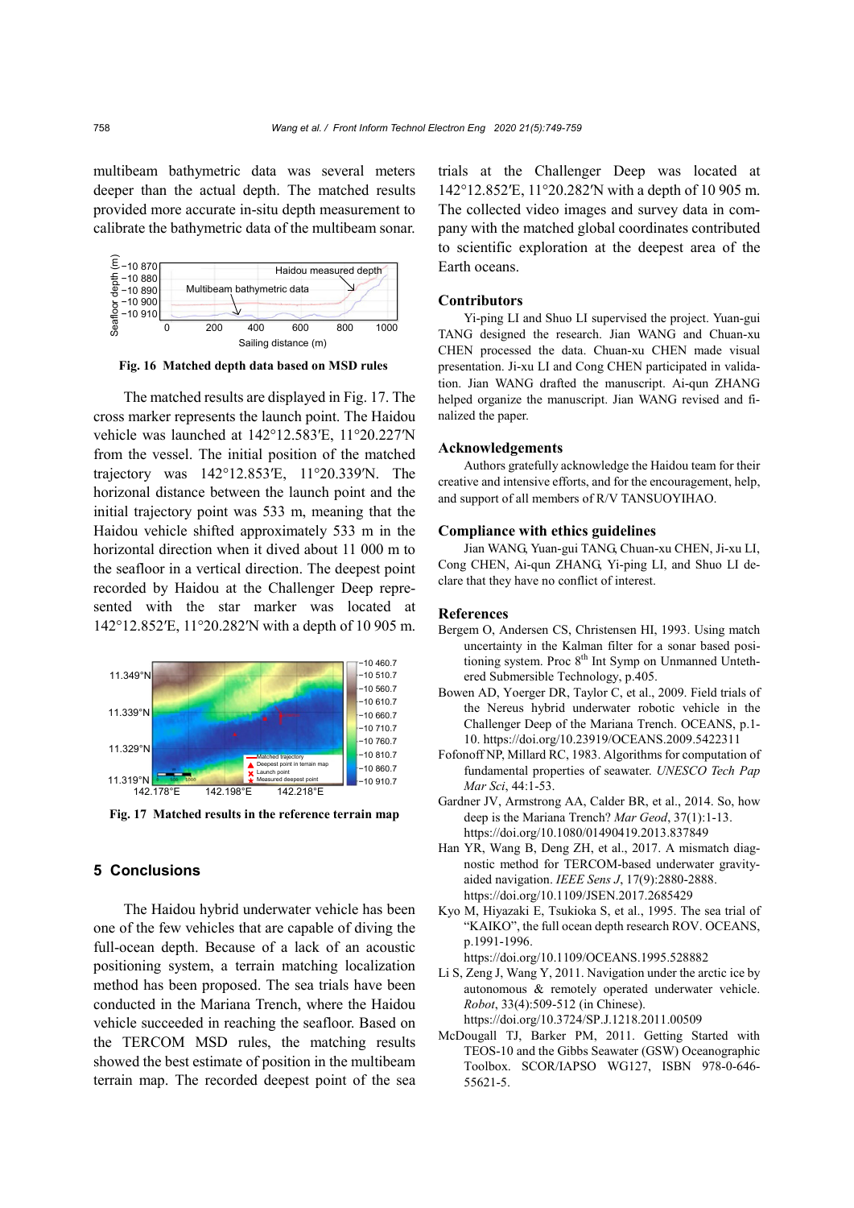multibeam bathymetric data was several meters deeper than the actual depth. The matched results provided more accurate in-situ depth measurement to calibrate the bathymetric data of the multibeam sonar.

**Fig. 16 Matched depth data based on MSD rules**

The matched results are displayed in Fig. 17. The cross marker represents the launch point. The Haidou vehicle was launched at 142°12.583′E, 11°20.227′N from the vessel. The initial position of the matched trajectory was 142°12.853′E, 11°20.339′N. The horizonal distance between the launch point and the initial trajectory point was 533 m, meaning that the Haidou vehicle shifted approximately 533 m in the horizontal direction when it dived about 11 000 m to the seafloor in a vertical direction. The deepest point recorded by Haidou at the Challenger Deep represented with the star marker was located at 142°12.852′E, 11°20.282′N with a depth of 10 905 m.

**Fig. 17 Matched results in the reference terrain map**

## 5 Conclusions

The Haidou hybrid underwater vehicle has been one of the few vehicles that are capable of diving the full-ocean depth. Because of a lack of an acoustic positioning system, a terrain matching localization method has been proposed. The sea trials have been conducted in the Mariana Trench, where the Haidou vehicle succeeded in reaching the seafloor. Based on the TERCOM MSD rules, the matching results showed the best estimate of position in the multibeam terrain map. The recorded deepest point of the sea trials at the Challenger Deep was located at 142°12.852′E, 11°20.282′N with a depth of 10 905 m. The collected video images and survey data in company with the matched global coordinates contributed to scientific exploration at the deepest area of the Earth oceans.

### Contributors

Yi-ping LI and Shuo LI supervised the project. Yuan-gui TANG designed the research. Jian WANG and Chuan-xu CHEN processed the data. Chuan-xu CHEN made visual presentation. Ji-xu LI and Cong CHEN participated in validation. Jian WANG drafted the manuscript. Ai-qun ZHANG helped organize the manuscript. Jian WANG revised and finalized the paper.

### Acknowledgements

Authors gratefully acknowledge the Haidou team for their creative and intensive efforts, and for the encouragement, help, and support of all members of R/V TANSUOYIHAO.

### Compliance with ethics guidelines

Jian WANG, Yuan-gui TANG, Chuan-xu CHEN, Ji-xu LI, Cong CHEN, Ai-qun ZHANG, Yi-ping LI, and Shuo LI declare that they have no conflict of interest.

### References

Bergem O, Andersen CS, Christensen HI, 1993. Using match uncertainty in the Kalman filter for a sonar based positioning system. Proc 8th Int Symp on Unmanned Untethered Submersible Technology, p.405.

Bowen AD, Yoerger DR, Taylor C, et al., 2009. Field trials of the Nereus hybrid underwater robotic vehicle in the Challenger Deep of the Mariana Trench. OCEANS, p.1-10. https://doi.org/10.23919/OCEANS.2009.5422311

Fofonoff NP, Millard RC, 1983. Algorithms for computation of fundamental properties of seawater. *UNESCO Tech Pap Mar Sci*, 44:1-53.

Gardner JV, Armstrong AA, Calder BR, et al., 2014. So, how deep is the Mariana Trench? *Mar Geod*, 37(1):1-13. https://doi.org/10.1080/01490419.2013.837849

Han YR, Wang B, Deng ZH, et al., 2017. A mismatch diagnostic method for TERCOM-based underwater gravity-aided navigation. *IEEE Sens J*, 17(9):2880-2888. https://doi.org/10.1109/JSEN.2017.2685429

Kyo M, Hiyazaki E, Tsukioka S, et al., 1995. The sea trial of "KAIKO", the full ocean depth research ROV. OCEANS, p.1991-1996. https://doi.org/10.1109/OCEANS.1995.528882

Li S, Zeng J, Wang Y, 2011. Navigation under the arctic ice by autonomous & remotely operated underwater vehicle. *Robot*, 33(4):509-512 (in Chinese). https://doi.org/10.3724/SP.J.1218.2011.00509

McDougall TJ, Barker PM, 2011. Getting Started with TEOS-10 and the Gibbs Seawater (GSW) Oceanographic Toolbox. SCOR/IAPSO WG127, ISBN 978-0-646-55621-5.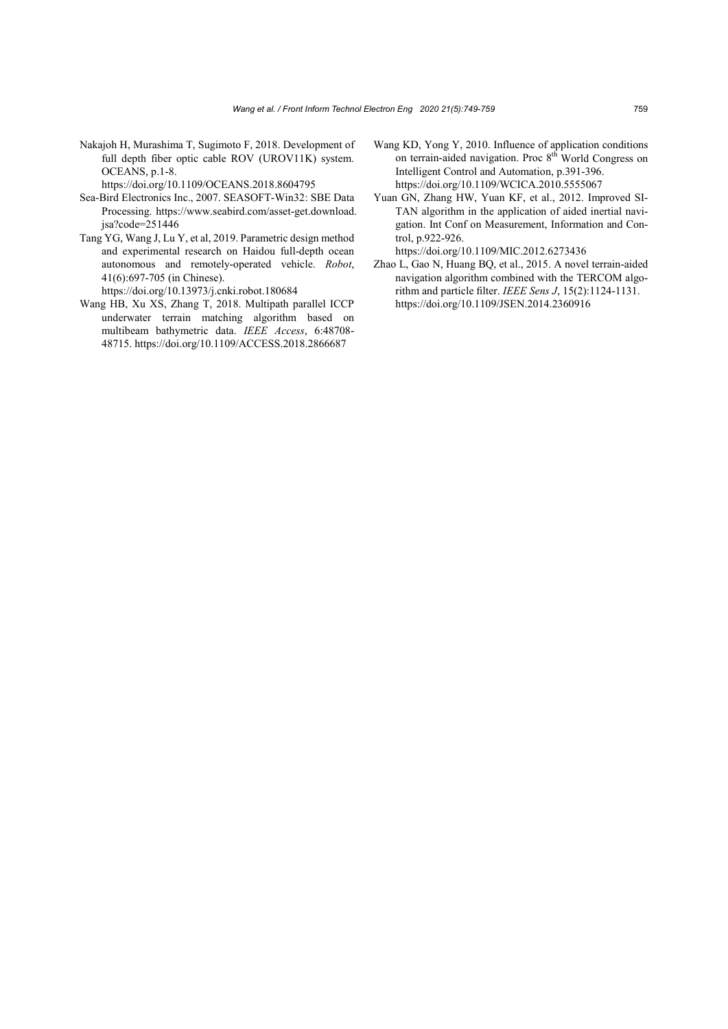Nakajoh H, Murashima T, Sugimoto F, 2018. Development of full depth fiber optic cable ROV (UROV11K) system. OCEANS, p.1-8. https://doi.org/10.1109/OCEANS.2018.8604795

Sea-Bird Electronics Inc., 2007. SEASOFT-Win32: SBE Data Processing. https://www.seabird.com/asset-get.download.jsa?code=251446

Tang YG, Wang J, Lu Y, et al, 2019. Parametric design method and experimental research on Haidou full-depth ocean autonomous and remotely-operated vehicle. *Robot*, 41(6):697-705 (in Chinese). https://doi.org/10.13973/j.cnki.robot.180684

Wang HB, Xu XS, Zhang T, 2018. Multipath parallel ICCP underwater terrain matching algorithm based on multibeam bathymetric data. *IEEE Access*, 6:48708-48715. https://doi.org/10.1109/ACCESS.2018.2866687

Wang KD, Yong Y, 2010. Influence of application conditions on terrain-aided navigation. Proc 8th World Congress on Intelligent Control and Automation, p.391-396. https://doi.org/10.1109/WCICA.2010.5555067

Yuan GN, Zhang HW, Yuan KF, et al., 2012. Improved SITAN algorithm in the application of aided inertial navigation. Int Conf on Measurement, Information and Control, p.922-926. https://doi.org/10.1109/MIC.2012.6273436

Zhao L, Gao N, Huang BQ, et al., 2015. A novel terrain-aided navigation algorithm combined with the TERCOM algorithm and particle filter. *IEEE Sens J*, 15(2):1124-1131. https://doi.org/10.1109/JSEN.2014.2360916